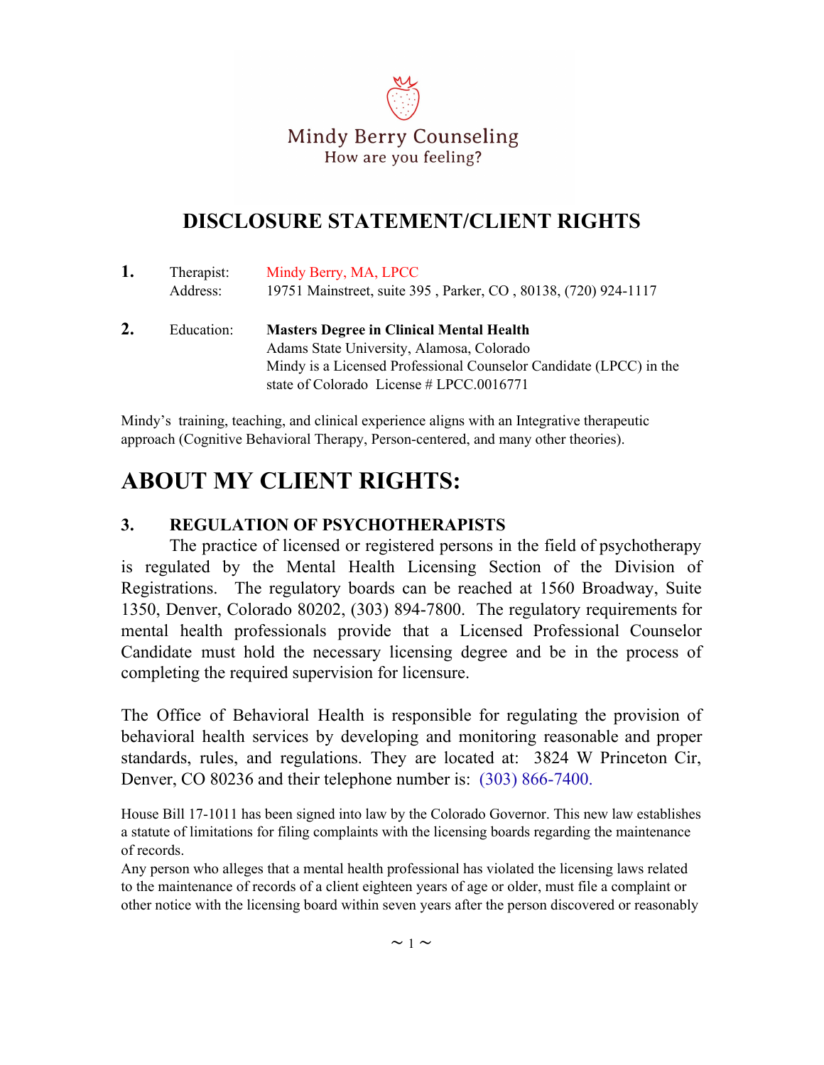Mindy Berry Counseling

How are you feeling?

# DISCLOSURE STATEMENT/CLIENT RIGHTS

**1.** Therapist: Mindy Berry, MA, LPCC
Address: 19751 Mainstreet, suite 395 , Parker, CO , 80138, (720) 924-1117

**2.** Education: **Masters Degree in Clinical Mental Health**
Adams State University, Alamosa, Colorado
Mindy is a Licensed Professional Counselor Candidate (LPCC) in the state of Colorado License # LPCC.0016771

Mindy's training, teaching, and clinical experience aligns with an Integrative therapeutic approach (Cognitive Behavioral Therapy, Person-centered, and many other theories).

# ABOUT MY CLIENT RIGHTS:

### 3. REGULATION OF PSYCHOTHERAPISTS

The practice of licensed or registered persons in the field of psychotherapy is regulated by the Mental Health Licensing Section of the Division of Registrations. The regulatory boards can be reached at 1560 Broadway, Suite 1350, Denver, Colorado 80202, (303) 894-7800. The regulatory requirements for mental health professionals provide that a Licensed Professional Counselor Candidate must hold the necessary licensing degree and be in the process of completing the required supervision for licensure.

The Office of Behavioral Health is responsible for regulating the provision of behavioral health services by developing and monitoring reasonable and proper standards, rules, and regulations. They are located at: 3824 W Princeton Cir, Denver, CO 80236 and their telephone number is: (303) 866-7400.

House Bill 17-1011 has been signed into law by the Colorado Governor. This new law establishes a statute of limitations for filing complaints with the licensing boards regarding the maintenance of records.

Any person who alleges that a mental health professional has violated the licensing laws related to the maintenance of records of a client eighteen years of age or older, must file a complaint or other notice with the licensing board within seven years after the person discovered or reasonably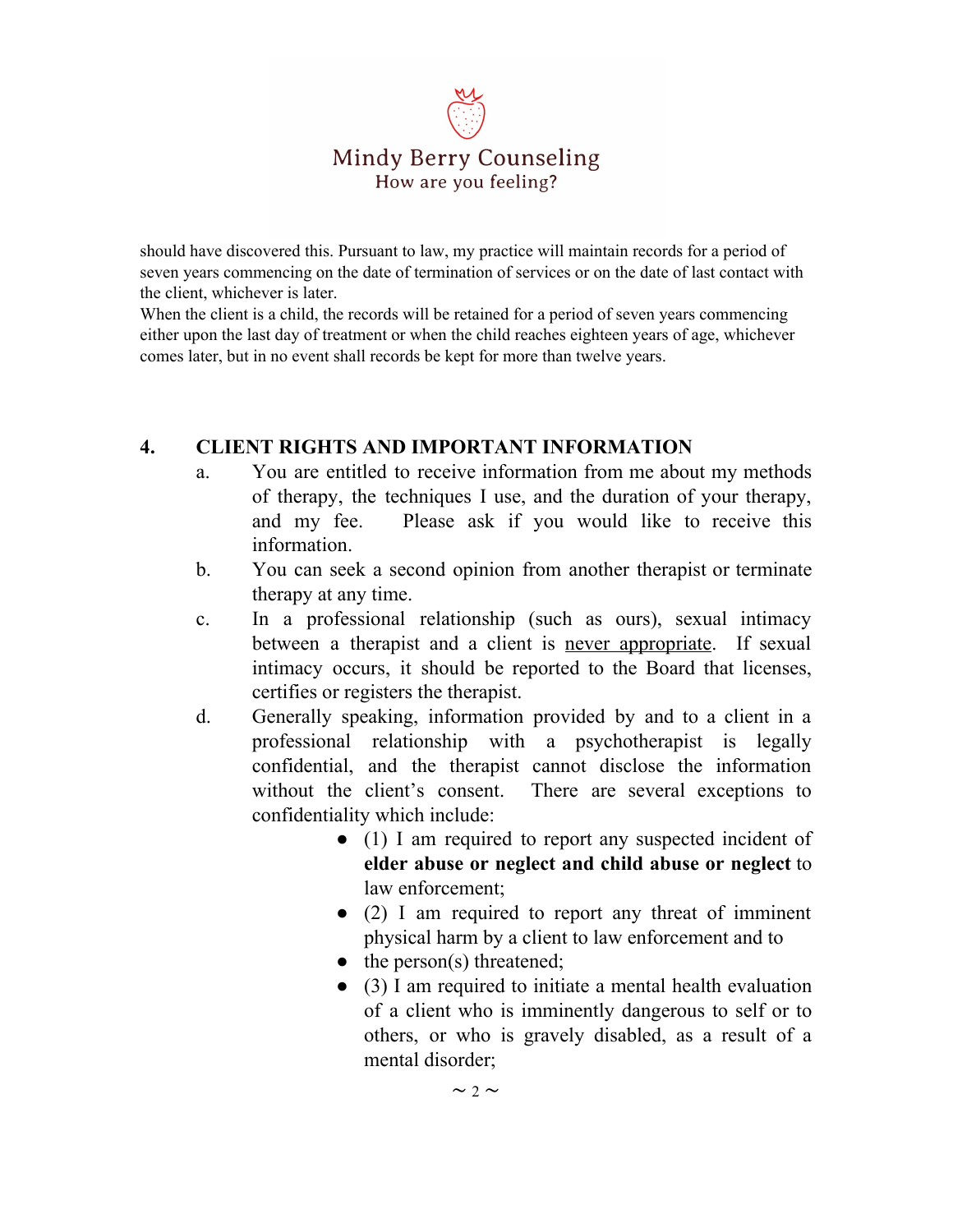should have discovered this. Pursuant to law, my practice will maintain records for a period of seven years commencing on the date of termination of services or on the date of last contact with the client, whichever is later.
When the client is a child, the records will be retained for a period of seven years commencing either upon the last day of treatment or when the child reaches eighteen years of age, whichever comes later, but in no event shall records be kept for more than twelve years.

## 4. CLIENT RIGHTS AND IMPORTANT INFORMATION

a. You are entitled to receive information from me about my methods of therapy, the techniques I use, and the duration of your therapy, and my fee. Please ask if you would like to receive this information.

b. You can seek a second opinion from another therapist or terminate therapy at any time.

c. In a professional relationship (such as ours), sexual intimacy between a therapist and a client is <u>never appropriate</u>. If sexual intimacy occurs, it should be reported to the Board that licenses, certifies or registers the therapist.

d. Generally speaking, information provided by and to a client in a professional relationship with a psychotherapist is legally confidential, and the therapist cannot disclose the information without the client's consent. There are several exceptions to confidentiality which include:

- (1) I am required to report any suspected incident of **elder abuse or neglect and child abuse or neglect** to law enforcement;
- (2) I am required to report any threat of imminent physical harm by a client to law enforcement and to
- the person(s) threatened;
- (3) I am required to initiate a mental health evaluation of a client who is imminently dangerous to self or to others, or who is gravely disabled, as a result of a mental disorder;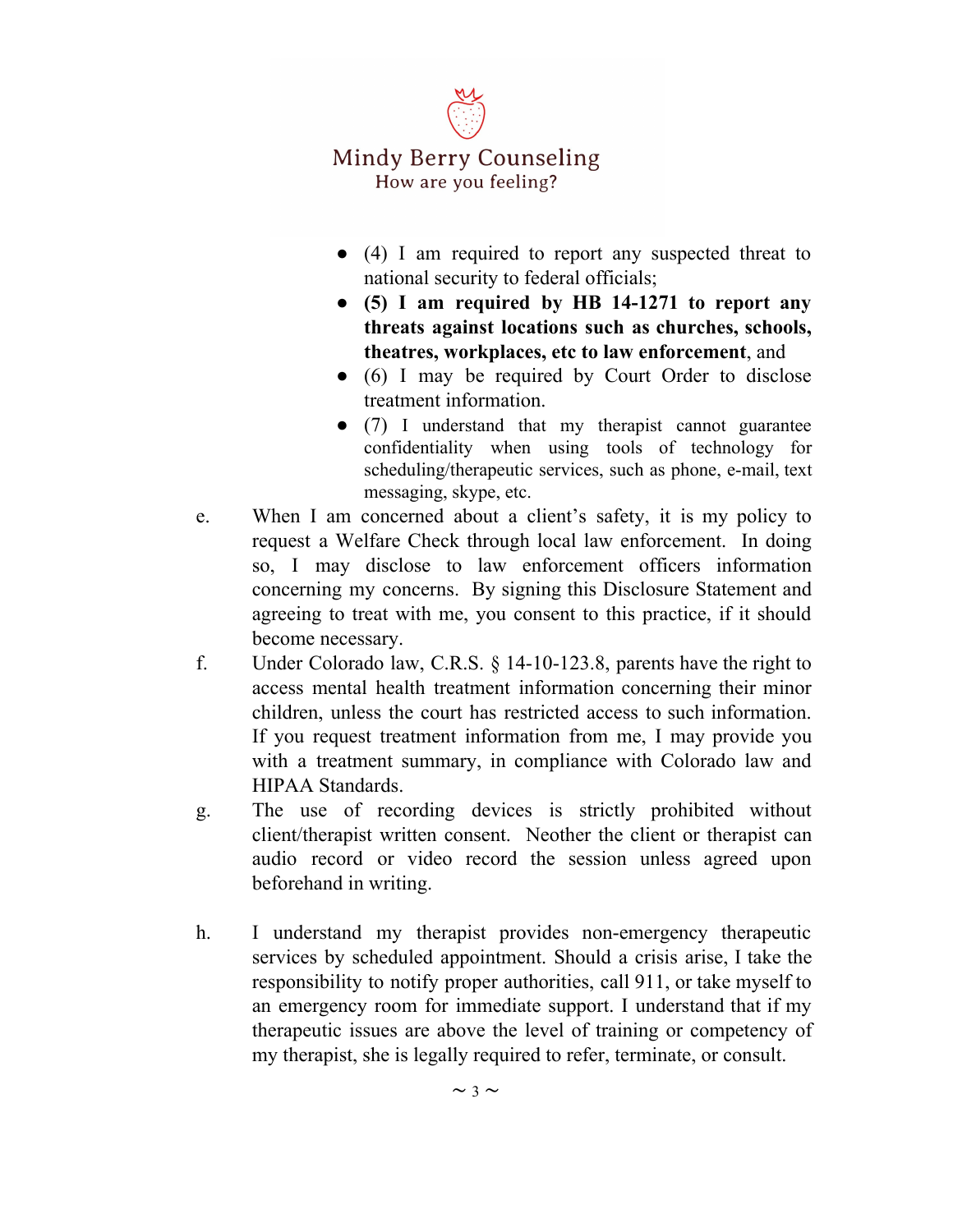- (4) I am required to report any suspected threat to national security to federal officials;
- **(5) I am required by HB 14-1271 to report any threats against locations such as churches, schools, theatres, workplaces, etc to law enforcement**, and
- (6) I may be required by Court Order to disclose treatment information.
- (7) I understand that my therapist cannot guarantee confidentiality when using tools of technology for scheduling/therapeutic services, such as phone, e-mail, text messaging, skype, etc.

e. When I am concerned about a client's safety, it is my policy to request a Welfare Check through local law enforcement. In doing so, I may disclose to law enforcement officers information concerning my concerns. By signing this Disclosure Statement and agreeing to treat with me, you consent to this practice, if it should become necessary.

f. Under Colorado law, C.R.S. § 14-10-123.8, parents have the right to access mental health treatment information concerning their minor children, unless the court has restricted access to such information. If you request treatment information from me, I may provide you with a treatment summary, in compliance with Colorado law and HIPAA Standards.

g. The use of recording devices is strictly prohibited without client/therapist written consent. Neither the client or therapist can audio record or video record the session unless agreed upon beforehand in writing.

h. I understand my therapist provides non-emergency therapeutic services by scheduled appointment. Should a crisis arise, I take the responsibility to notify proper authorities, call 911, or take myself to an emergency room for immediate support. I understand that if my therapeutic issues are above the level of training or competency of my therapist, she is legally required to refer, terminate, or consult.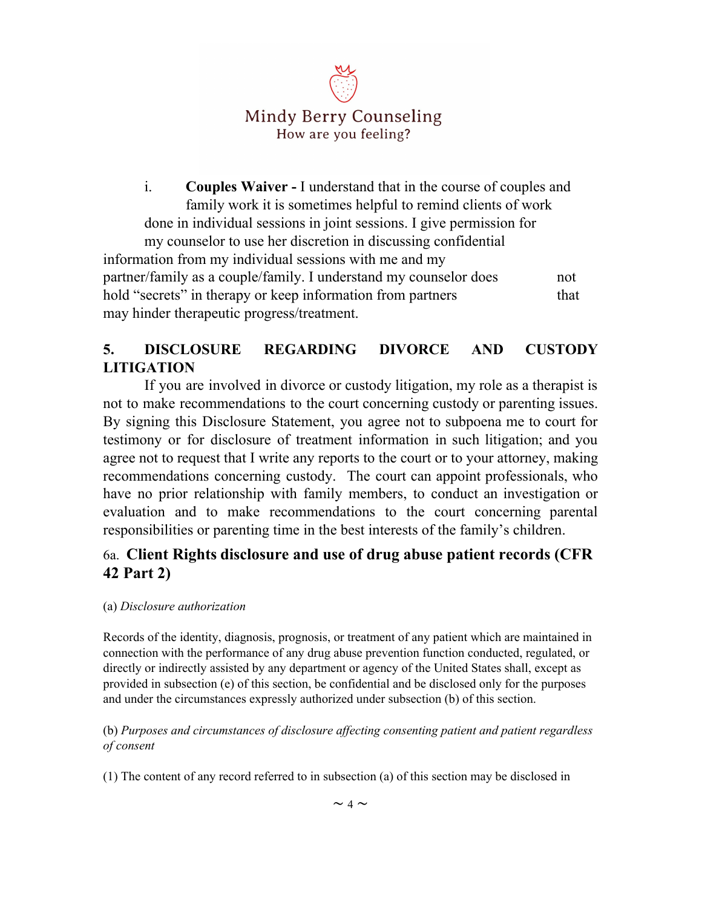i. **Couples Waiver -** I understand that in the course of couples and family work it is sometimes helpful to remind clients of work done in individual sessions in joint sessions. I give permission for my counselor to use her discretion in discussing confidential information from my individual sessions with me and my partner/family as a couple/family. I understand my counselor does not hold "secrets" in therapy or keep information from partners that may hinder therapeutic progress/treatment.

## 5. DISCLOSURE REGARDING DIVORCE AND CUSTODY LITIGATION

If you are involved in divorce or custody litigation, my role as a therapist is not to make recommendations to the court concerning custody or parenting issues. By signing this Disclosure Statement, you agree not to subpoena me to court for testimony or for disclosure of treatment information in such litigation; and you agree not to request that I write any reports to the court or to your attorney, making recommendations concerning custody. The court can appoint professionals, who have no prior relationship with family members, to conduct an investigation or evaluation and to make recommendations to the court concerning parental responsibilities or parenting time in the best interests of the family's children.

## 6a. Client Rights disclosure and use of drug abuse patient records (CFR 42 Part 2)

(a) *Disclosure authorization*

Records of the identity, diagnosis, prognosis, or treatment of any patient which are maintained in connection with the performance of any drug abuse prevention function conducted, regulated, or directly or indirectly assisted by any department or agency of the United States shall, except as provided in subsection (e) of this section, be confidential and be disclosed only for the purposes and under the circumstances expressly authorized under subsection (b) of this section.

(b) *Purposes and circumstances of disclosure affecting consenting patient and patient regardless of consent*

(1) The content of any record referred to in subsection (a) of this section may be disclosed in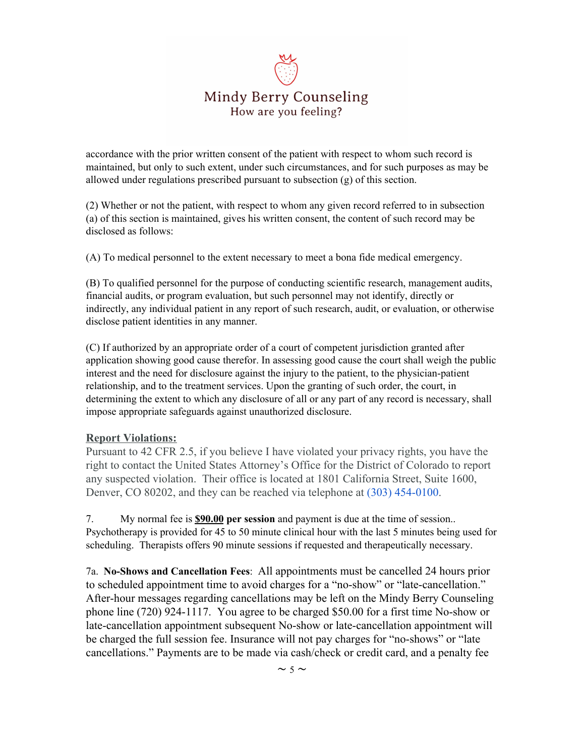accordance with the prior written consent of the patient with respect to whom such record is maintained, but only to such extent, under such circumstances, and for such purposes as may be allowed under regulations prescribed pursuant to subsection (g) of this section.

(2) Whether or not the patient, with respect to whom any given record referred to in subsection (a) of this section is maintained, gives his written consent, the content of such record may be disclosed as follows:

(A) To medical personnel to the extent necessary to meet a bona fide medical emergency.

(B) To qualified personnel for the purpose of conducting scientific research, management audits, financial audits, or program evaluation, but such personnel may not identify, directly or indirectly, any individual patient in any report of such research, audit, or evaluation, or otherwise disclose patient identities in any manner.

(C) If authorized by an appropriate order of a court of competent jurisdiction granted after application showing good cause therefor. In assessing good cause the court shall weigh the public interest and the need for disclosure against the injury to the patient, to the physician-patient relationship, and to the treatment services. Upon the granting of such order, the court, in determining the extent to which any disclosure of all or any part of any record is necessary, shall impose appropriate safeguards against unauthorized disclosure.

**Report Violations:**

Pursuant to 42 CFR 2.5, if you believe I have violated your privacy rights, you have the right to contact the United States Attorney's Office for the District of Colorado to report any suspected violation. Their office is located at 1801 California Street, Suite 1600, Denver, CO 80202, and they can be reached via telephone at (303) 454-0100.

7. My normal fee is **$90.00 per session** and payment is due at the time of session.. Psychotherapy is provided for 45 to 50 minute clinical hour with the last 5 minutes being used for scheduling. Therapists offers 90 minute sessions if requested and therapeutically necessary.

7a. **No-Shows and Cancellation Fees**: All appointments must be cancelled 24 hours prior to scheduled appointment time to avoid charges for a "no-show" or "late-cancellation." After-hour messages regarding cancellations may be left on the Mindy Berry Counseling phone line (720) 924-1117. You agree to be charged $50.00 for a first time No-show or late-cancellation appointment subsequent No-show or late-cancellation appointment will be charged the full session fee. Insurance will not pay charges for "no-shows" or "late cancellations." Payments are to be made via cash/check or credit card, and a penalty fee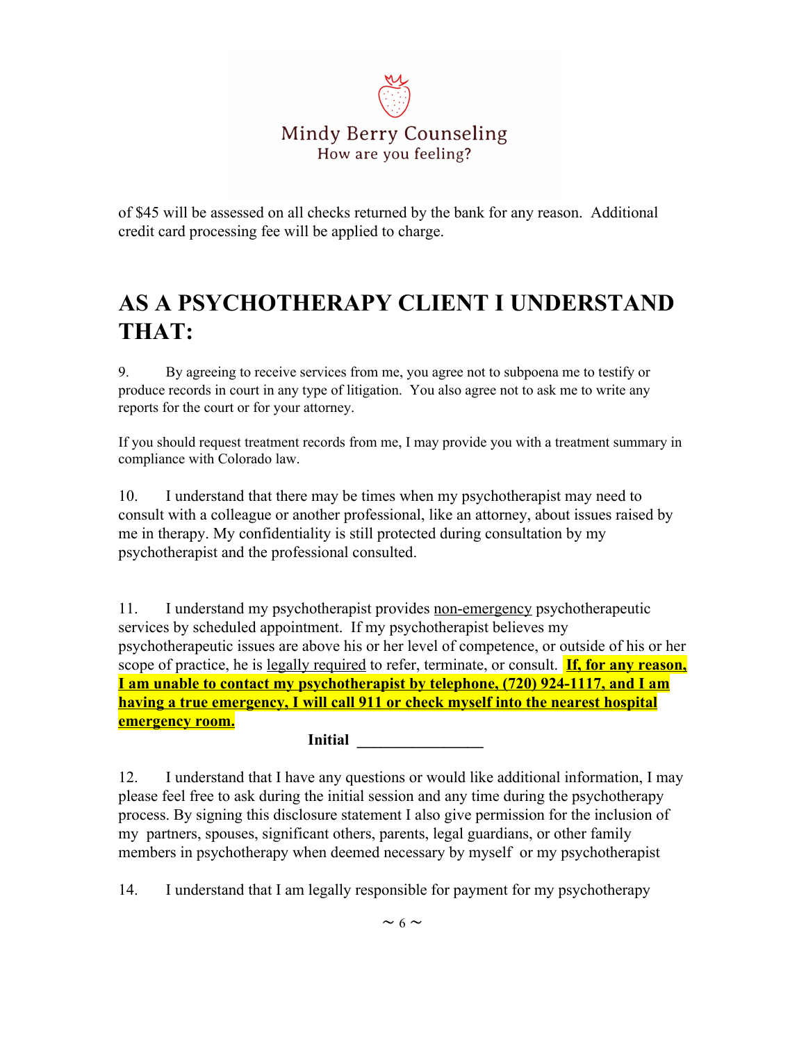of $45 will be assessed on all checks returned by the bank for any reason.  Additional credit card processing fee will be applied to charge.

# AS A PSYCHOTHERAPY CLIENT I UNDERSTAND THAT:

9. By agreeing to receive services from me, you agree not to subpoena me to testify or produce records in court in any type of litigation.  You also agree not to ask me to write any reports for the court or for your attorney.

If you should request treatment records from me, I may provide you with a treatment summary in compliance with Colorado law.

10. I understand that there may be times when my psychotherapist may need to consult with a colleague or another professional, like an attorney, about issues raised by me in therapy. My confidentiality is still protected during consultation by my psychotherapist and the professional consulted.

11. I understand my psychotherapist provides non-emergency psychotherapeutic services by scheduled appointment.  If my psychotherapist believes my psychotherapeutic issues are above his or her level of competence, or outside of his or her scope of practice, he is legally required to refer, terminate, or consult.  **If, for any reason, I am unable to contact my psychotherapist by telephone, (720) 924-1117, and I am having a true emergency, I will call 911 or check myself into the nearest hospital emergency room.**

**Initial** ________________

12. I understand that I have any questions or would like additional information, I may please feel free to ask during the initial session and any time during the psychotherapy process. By signing this disclosure statement I also give permission for the inclusion of my partners, spouses, significant others, parents, legal guardians, or other family members in psychotherapy when deemed necessary by myself or my psychotherapist

14. I understand that I am legally responsible for payment for my psychotherapy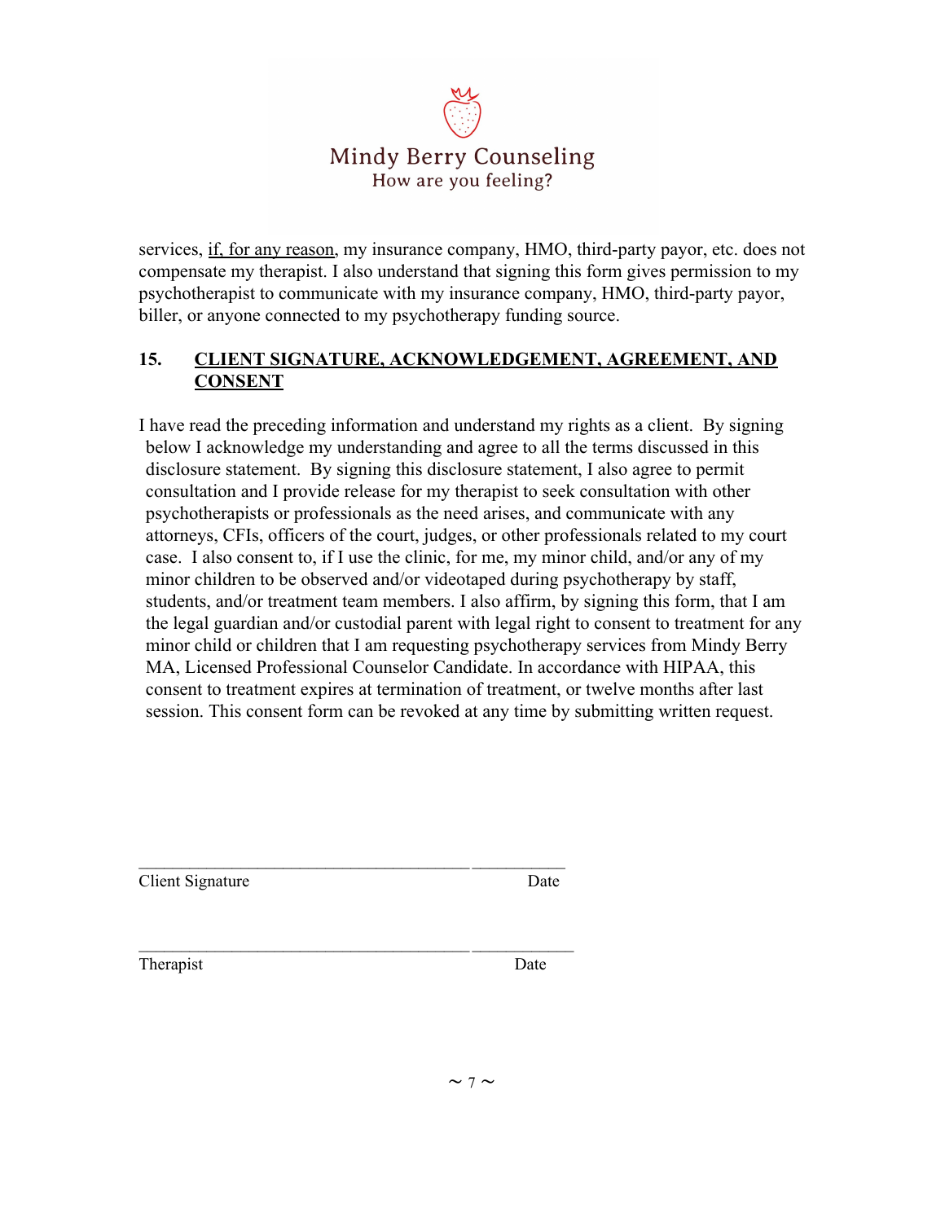Mindy Berry Counseling
How are you feeling?

services, <u>if, for any reason</u>, my insurance company, HMO, third-party payor, etc. does not compensate my therapist. I also understand that signing this form gives permission to my psychotherapist to communicate with my insurance company, HMO, third-party payor, biller, or anyone connected to my psychotherapy funding source.

## 15. <u>CLIENT SIGNATURE, ACKNOWLEDGEMENT, AGREEMENT, AND CONSENT</u>

I have read the preceding information and understand my rights as a client. By signing below I acknowledge my understanding and agree to all the terms discussed in this disclosure statement. By signing this disclosure statement, I also agree to permit consultation and I provide release for my therapist to seek consultation with other psychotherapists or professionals as the need arises, and communicate with any attorneys, CFIs, officers of the court, judges, or other professionals related to my court case. I also consent to, if I use the clinic, for me, my minor child, and/or any of my minor children to be observed and/or videotaped during psychotherapy by staff, students, and/or treatment team members. I also affirm, by signing this form, that I am the legal guardian and/or custodial parent with legal right to consent to treatment for any minor child or children that I am requesting psychotherapy services from Mindy Berry MA, Licensed Professional Counselor Candidate. In accordance with HIPAA, this consent to treatment expires at termination of treatment, or twelve months after last session. This consent form can be revoked at any time by submitting written request.

\_\_\_\_\_\_\_\_\_\_\_\_\_\_\_\_\_\_\_\_\_\_\_\_\_\_\_\_\_\_\_\_\_\_\_\_\_\_\_\_\_\_\_\_\_\_\_\_\_\_\_\_

Client Signature Date

\_\_\_\_\_\_\_\_\_\_\_\_\_\_\_\_\_\_\_\_\_\_\_\_\_\_\_\_\_\_\_\_\_\_\_\_\_\_\_\_\_\_\_\_\_\_\_\_\_\_\_\_

Therapist Date